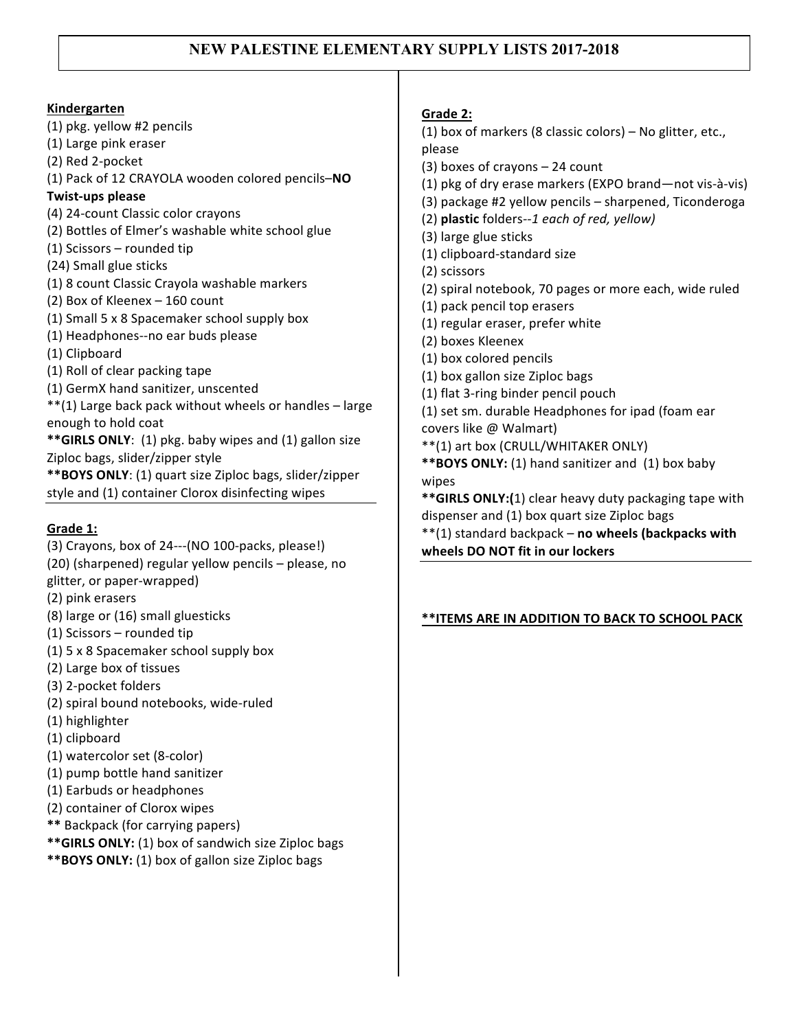# NEW PALESTINE ELEMENTARY SUPPLY LISTS 2017-2018

## Kindergarten

(1) pkg. yellow #2 pencils
(1) Large pink eraser
(2) Red 2-pocket
(1) Pack of 12 CRAYOLA wooden colored pencils–**NO Twist-ups please**
(4) 24-count Classic color crayons
(2) Bottles of Elmer's washable white school glue
(1) Scissors – rounded tip
(24) Small glue sticks
(1) 8 count Classic Crayola washable markers
(2) Box of Kleenex – 160 count
(1) Small 5 x 8 Spacemaker school supply box
(1) Headphones--no ear buds please
(1) Clipboard
(1) Roll of clear packing tape
(1) GermX hand sanitizer, unscented
**(1) Large back pack without wheels or handles – large enough to hold coat
**\*\*GIRLS ONLY**: (1) pkg. baby wipes and (1) gallon size Ziploc bags, slider/zipper style
**\*\*BOYS ONLY**: (1) quart size Ziploc bags, slider/zipper style and (1) container Clorox disinfecting wipes

## Grade 1:

(3) Crayons, box of 24---(NO 100-packs, please!)
(20) (sharpened) regular yellow pencils – please, no glitter, or paper-wrapped)
(2) pink erasers
(8) large or (16) small gluesticks
(1) Scissors – rounded tip
(1) 5 x 8 Spacemaker school supply box
(2) Large box of tissues
(3) 2-pocket folders
(2) spiral bound notebooks, wide-ruled
(1) highlighter
(1) clipboard
(1) watercolor set (8-color)
(1) pump bottle hand sanitizer
(1) Earbuds or headphones
(2) container of Clorox wipes
**\*\*** Backpack (for carrying papers)
**\*\*GIRLS ONLY:** (1) box of sandwich size Ziploc bags
**\*\*BOYS ONLY:** (1) box of gallon size Ziploc bags

## Grade 2:

(1) box of markers (8 classic colors) – No glitter, etc., please
(3) boxes of crayons – 24 count
(1) pkg of dry erase markers (EXPO brand—not vis-à-vis)
(3) package #2 yellow pencils – sharpened, Ticonderoga
(2) **plastic** folders--*1 each of red, yellow)*
(3) large glue sticks
(1) clipboard-standard size
(2) scissors
(2) spiral notebook, 70 pages or more each, wide ruled
(1) pack pencil top erasers
(1) regular eraser, prefer white
(2) boxes Kleenex
(1) box colored pencils
(1) box gallon size Ziploc bags
(1) flat 3-ring binder pencil pouch
(1) set sm. durable Headphones for ipad (foam ear covers like @ Walmart)
**(1) art box (CRULL/WHITAKER ONLY)
**\*\*BOYS ONLY:** (1) hand sanitizer and (1) box baby wipes
**\*\*GIRLS ONLY:(**1) clear heavy duty packaging tape with dispenser and (1) box quart size Ziploc bags
**(1) standard backpack – **no wheels (backpacks with wheels DO NOT fit in our lockers**

**\*\*ITEMS ARE IN ADDITION TO BACK TO SCHOOL PACK**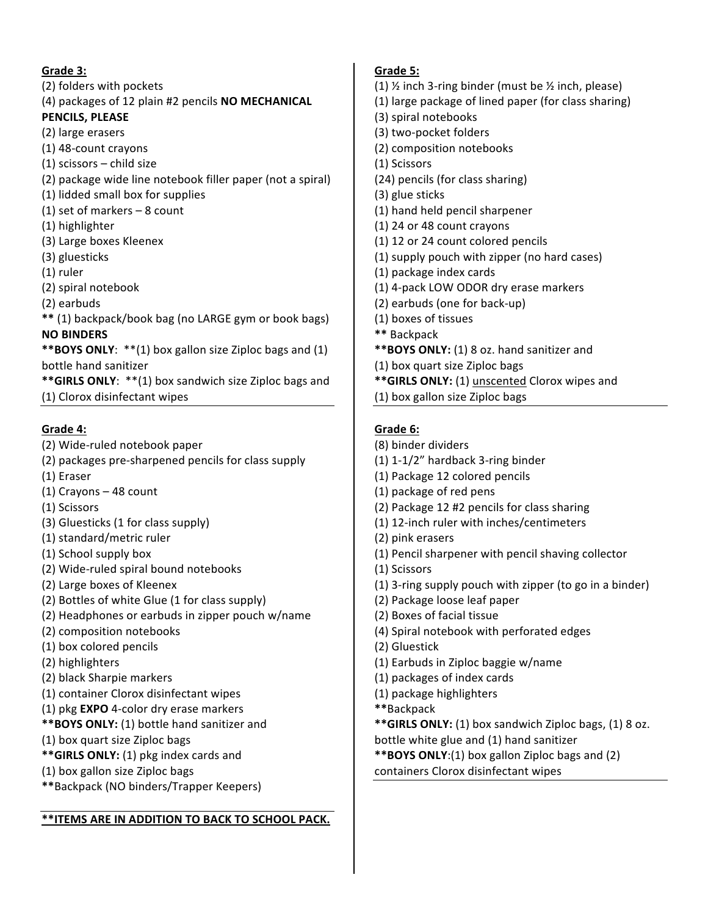**Grade 3:**

(2) folders with pockets
(4) packages of 12 plain #2 pencils **NO MECHANICAL PENCILS, PLEASE**
(2) large erasers
(1) 48-count crayons
(1) scissors – child size
(2) package wide line notebook filler paper (not a spiral)
(1) lidded small box for supplies
(1) set of markers – 8 count
(1) highlighter
(3) Large boxes Kleenex
(3) gluesticks
(1) ruler
(2) spiral notebook
(2) earbuds
**** (1) backpack/book bag (no LARGE gym or book bags)
**NO BINDERS**
****BOYS ONLY**: **(1) box gallon size Ziploc bags and (1) bottle hand sanitizer
****GIRLS ONLY**: **(1) box sandwich size Ziploc bags and (1) Clorox disinfectant wipes

**Grade 4:**

(2) Wide-ruled notebook paper
(2) packages pre-sharpened pencils for class supply
(1) Eraser
(1) Crayons – 48 count
(1) Scissors
(3) Gluesticks (1 for class supply)
(1) standard/metric ruler
(1) School supply box
(2) Wide-ruled spiral bound notebooks
(2) Large boxes of Kleenex
(2) Bottles of white Glue (1 for class supply)
(2) Headphones or earbuds in zipper pouch w/name
(2) composition notebooks
(1) box colored pencils
(2) highlighters
(2) black Sharpie markers
(1) container Clorox disinfectant wipes
(1) pkg **EXPO** 4-color dry erase markers
****BOYS ONLY:** (1) bottle hand sanitizer and (1) box quart size Ziploc bags
****GIRLS ONLY:** (1) pkg index cards and (1) box gallon size Ziploc bags
****Backpack (NO binders/Trapper Keepers)

**Grade 5:**

(1) ½ inch 3-ring binder (must be ½ inch, please)
(1) large package of lined paper (for class sharing)
(3) spiral notebooks
(3) two-pocket folders
(2) composition notebooks
(1) Scissors
(24) pencils (for class sharing)
(3) glue sticks
(1) hand held pencil sharpener
(1) 24 or 48 count crayons
(1) 12 or 24 count colored pencils
(1) supply pouch with zipper (no hard cases)
(1) package index cards
(1) 4-pack LOW ODOR dry erase markers
(2) earbuds (one for back-up)
(1) boxes of tissues
**** Backpack
****BOYS ONLY:** (1) 8 oz. hand sanitizer and (1) box quart size Ziploc bags
****GIRLS ONLY:** (1) unscented Clorox wipes and (1) box gallon size Ziploc bags

**Grade 6:**

(8) binder dividers
(1) 1-1/2" hardback 3-ring binder
(1) Package 12 colored pencils
(1) package of red pens
(2) Package 12 #2 pencils for class sharing
(1) 12-inch ruler with inches/centimeters
(2) pink erasers
(1) Pencil sharpener with pencil shaving collector
(1) Scissors
(1) 3-ring supply pouch with zipper (to go in a binder)
(2) Package loose leaf paper
(2) Boxes of facial tissue
(4) Spiral notebook with perforated edges
(2) Gluestick
(1) Earbuds in Ziploc baggie w/name
(1) packages of index cards
(1) package highlighters
****Backpack
****GIRLS ONLY:** (1) box sandwich Ziploc bags, (1) 8 oz. bottle white glue and (1) hand sanitizer
****BOYS ONLY**:(1) box gallon Ziploc bags and (2) containers Clorox disinfectant wipes

****ITEMS ARE IN ADDITION TO BACK TO SCHOOL PACK.**